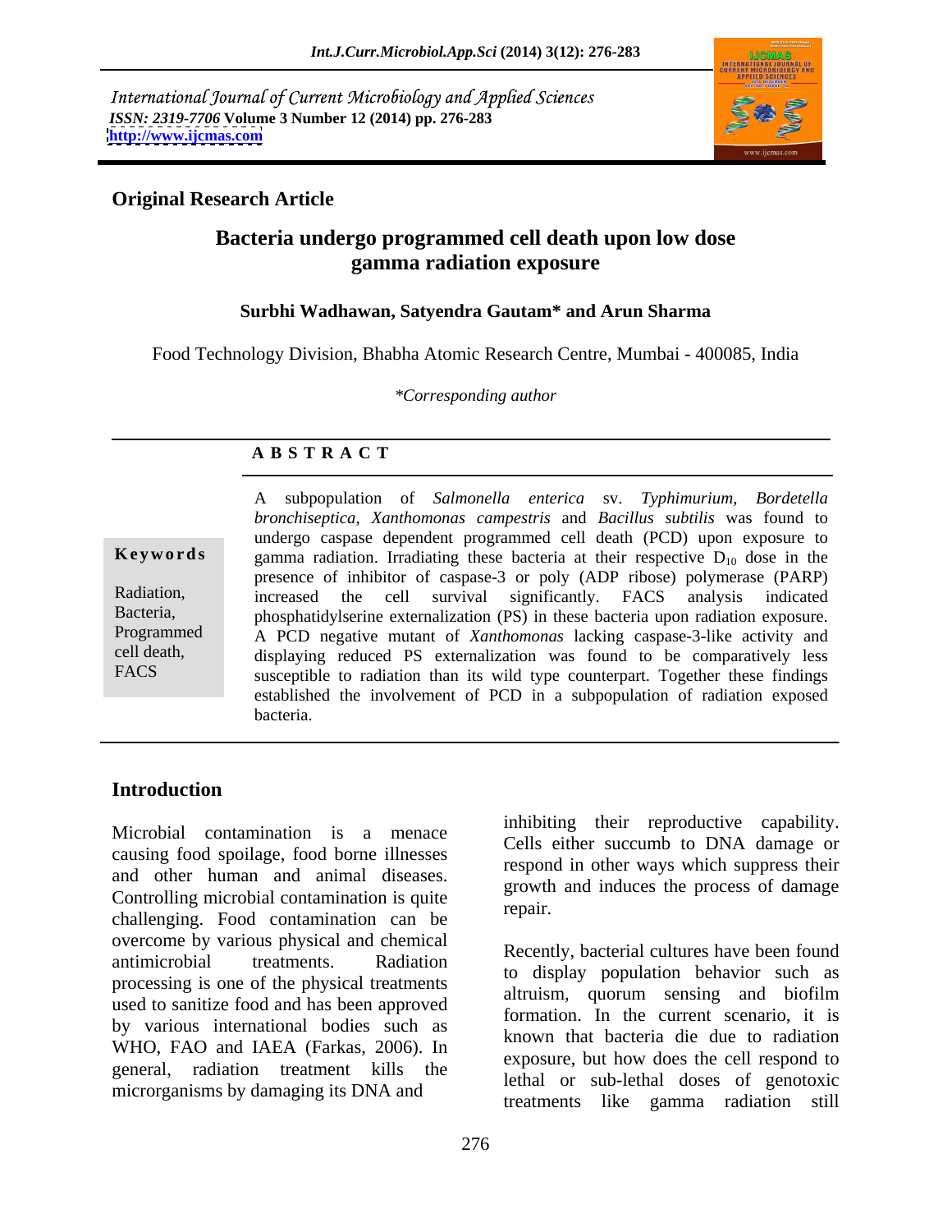*International Journal of Current Microbiology and Applied Sciences*
*ISSN: 2319-7706* **Volume 3 Number 12 (2014) pp. 276-283**
**http://www.ijcmas.com**

**Original Research Article**

# Bacteria undergo programmed cell death upon low dose gamma radiation exposure

**Surbhi Wadhawan, Satyendra Gautam\* and Arun Sharma**

Food Technology Division, Bhabha Atomic Research Centre, Mumbai - 400085, India

*\*Corresponding author*

**A B S T R A C T**

**Keywords**

Radiation, Bacteria, Programmed cell death, FACS

A subpopulation of *Salmonella enterica* sv. *Typhimurium, Bordetella bronchiseptica*, *Xanthomonas campestris* and *Bacillus subtilis* was found to undergo caspase dependent programmed cell death (PCD) upon exposure to gamma radiation. Irradiating these bacteria at their respective $D_{10}$ dose in the presence of inhibitor of caspase-3 or poly (ADP ribose) polymerase (PARP) increased the cell survival significantly. FACS analysis indicated phosphatidylserine externalization (PS) in these bacteria upon radiation exposure. A PCD negative mutant of *Xanthomonas* lacking caspase-3-like activity and displaying reduced PS externalization was found to be comparatively less susceptible to radiation than its wild type counterpart. Together these findings established the involvement of PCD in a subpopulation of radiation exposed bacteria.

## Introduction

Microbial contamination is a menace causing food spoilage, food borne illnesses and other human and animal diseases. Controlling microbial contamination is quite challenging. Food contamination can be overcome by various physical and chemical antimicrobial treatments. Radiation processing is one of the physical treatments used to sanitize food and has been approved by various international bodies such as WHO, FAO and IAEA (Farkas, 2006). In general, radiation treatment kills the microrganisms by damaging its DNA and inhibiting their reproductive capability. Cells either succumb to DNA damage or respond in other ways which suppress their growth and induces the process of damage repair.

Recently, bacterial cultures have been found to display population behavior such as altruism, quorum sensing and biofilm formation. In the current scenario, it is known that bacteria die due to radiation exposure, but how does the cell respond to lethal or sub-lethal doses of genotoxic treatments like gamma radiation still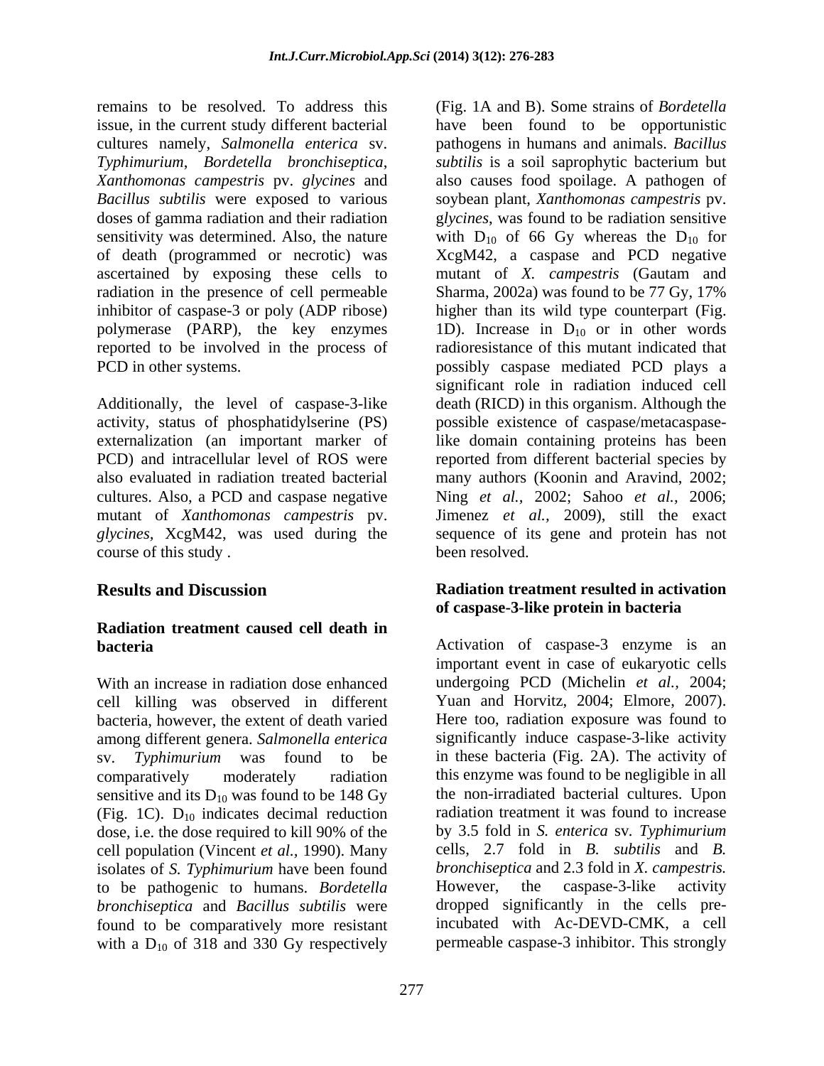remains to be resolved. To address this issue, in the current study different bacterial cultures namely, *Salmonella enterica* sv. *Typhimurium*, *Bordetella bronchiseptica*, *Xanthomonas campestris* pv. *glycines* and *Bacillus subtilis* were exposed to various doses of gamma radiation and their radiation sensitivity was determined. Also, the nature of death (programmed or necrotic) was ascertained by exposing these cells to radiation in the presence of cell permeable inhibitor of caspase-3 or poly (ADP ribose) polymerase (PARP), the key enzymes reported to be involved in the process of PCD in other systems.

Additionally, the level of caspase-3-like activity, status of phosphatidylserine (PS) externalization (an important marker of PCD) and intracellular level of ROS were also evaluated in radiation treated bacterial cultures. Also, a PCD and caspase negative mutant of *Xanthomonas campestris* pv. *glycines*, XcgM42, was used during the course of this study .

## Results and Discussion

### Radiation treatment caused cell death in bacteria

With an increase in radiation dose enhanced cell killing was observed in different bacteria, however, the extent of death varied among different genera. *Salmonella enterica* sv. *Typhimurium* was found to be comparatively moderately radiation sensitive and its $D_{10}$ was found to be 148 Gy (Fig. 1C). $D_{10}$ indicates decimal reduction dose, i.e. the dose required to kill 90% of the cell population (Vincent *et al.,* 1990). Many isolates of *S. Typhimurium* have been found to be pathogenic to humans. *Bordetella bronchiseptica* and *Bacillus subtilis* were found to be comparatively more resistant with a $D_{10}$ of 318 and 330 Gy respectively (Fig. 1A and B). Some strains of *Bordetella* have been found to be opportunistic pathogens in humans and animals. *Bacillus subtilis* is a soil saprophytic bacterium but also causes food spoilage. A pathogen of soybean plant, *Xanthomonas campestris* pv. g*lycines*, was found to be radiation sensitive with $D_{10}$ of 66 Gy whereas the $D_{10}$ for XcgM42, a caspase and PCD negative mutant of *X. campestris* (Gautam and Sharma, 2002a) was found to be 77 Gy, 17% higher than its wild type counterpart (Fig. 1D). Increase in $D_{10}$ or in other words radioresistance of this mutant indicated that possibly caspase mediated PCD plays a significant role in radiation induced cell death (RICD) in this organism. Although the possible existence of caspase/metacaspase-like domain containing proteins has been reported from different bacterial species by many authors (Koonin and Aravind, 2002; Ning *et al.,* 2002; Sahoo *et al.,* 2006; Jimenez *et al.,* 2009), still the exact sequence of its gene and protein has not been resolved.

### Radiation treatment resulted in activation of caspase-3-like protein in bacteria

Activation of caspase-3 enzyme is an important event in case of eukaryotic cells undergoing PCD (Michelin *et al.,* 2004; Yuan and Horvitz, 2004; Elmore, 2007). Here too, radiation exposure was found to significantly induce caspase-3-like activity in these bacteria (Fig. 2A). The activity of this enzyme was found to be negligible in all the non-irradiated bacterial cultures. Upon radiation treatment it was found to increase by 3.5 fold in *S. enterica* sv. *Typhimurium* cells, 2.7 fold in *B. subtilis* and *B. bronchiseptica* and 2.3 fold in *X. campestris.* However, the caspase-3-like activity dropped significantly in the cells pre-incubated with Ac-DEVD-CMK, a cell permeable caspase-3 inhibitor. This strongly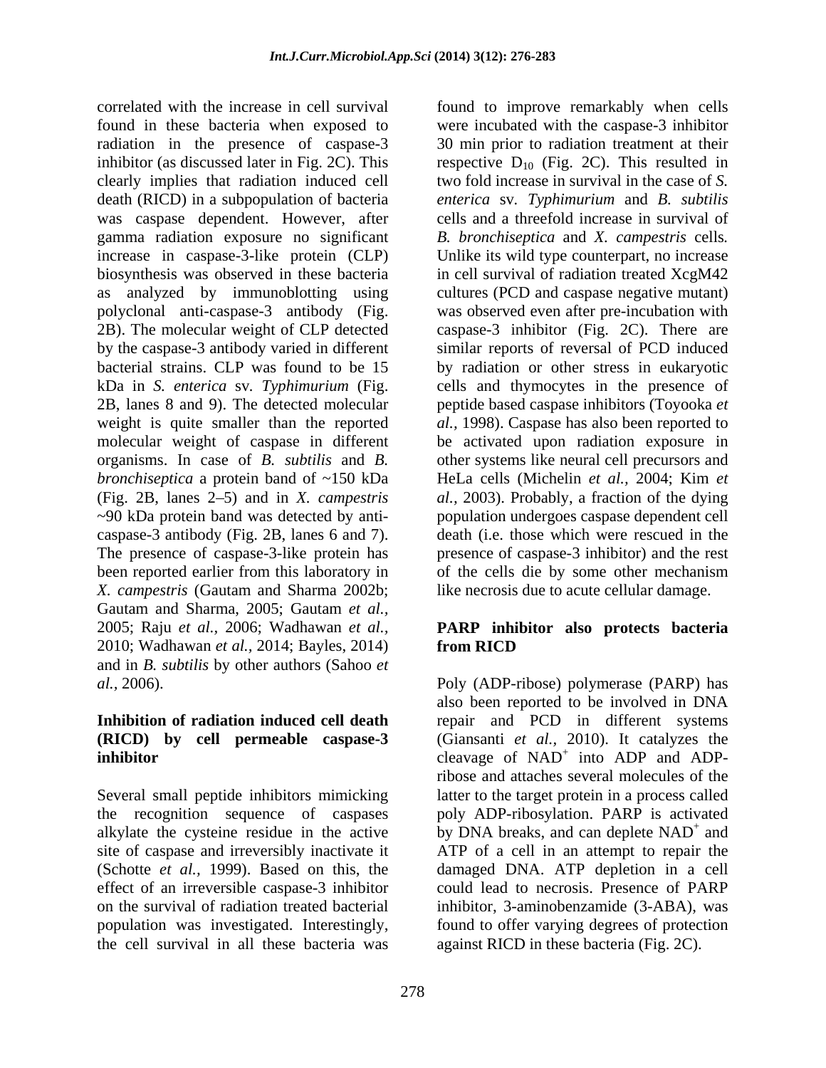correlated with the increase in cell survival found in these bacteria when exposed to radiation in the presence of caspase-3 inhibitor (as discussed later in Fig. 2C). This clearly implies that radiation induced cell death (RICD) in a subpopulation of bacteria was caspase dependent. However, after gamma radiation exposure no significant increase in caspase-3-like protein (CLP) biosynthesis was observed in these bacteria as analyzed by immunoblotting using polyclonal anti-caspase-3 antibody (Fig. 2B). The molecular weight of CLP detected by the caspase-3 antibody varied in different bacterial strains. CLP was found to be 15 kDa in *S. enterica* sv. *Typhimurium* (Fig. 2B, lanes 8 and 9). The detected molecular weight is quite smaller than the reported molecular weight of caspase in different organisms. In case of *B. subtilis* and *B. bronchiseptica* a protein band of ~150 kDa (Fig. 2B, lanes 2–5) and in *X. campestris* ~90 kDa protein band was detected by anti-caspase-3 antibody (Fig. 2B, lanes 6 and 7). The presence of caspase-3-like protein has been reported earlier from this laboratory in *X. campestris* (Gautam and Sharma 2002b; Gautam and Sharma, 2005; Gautam *et al.,* 2005; Raju *et al.,* 2006; Wadhawan *et al.,* 2010; Wadhawan *et al.,* 2014; Bayles, 2014) and in *B. subtilis* by other authors (Sahoo *et al.,* 2006).

## Inhibition of radiation induced cell death (RICD) by cell permeable caspase-3 inhibitor

Several small peptide inhibitors mimicking the recognition sequence of caspases alkylate the cysteine residue in the active site of caspase and irreversibly inactivate it (Schotte *et al.,* 1999). Based on this, the effect of an irreversible caspase-3 inhibitor on the survival of radiation treated bacterial population was investigated. Interestingly, the cell survival in all these bacteria was found to improve remarkably when cells were incubated with the caspase-3 inhibitor 30 min prior to radiation treatment at their respective $D_{10}$ (Fig. 2C). This resulted in two fold increase in survival in the case of *S. enterica* sv. *Typhimurium* and *B. subtilis* cells and a threefold increase in survival of *B. bronchiseptica* and *X. campestris* cells. Unlike its wild type counterpart, no increase in cell survival of radiation treated XcgM42 cultures (PCD and caspase negative mutant) was observed even after pre-incubation with caspase-3 inhibitor (Fig. 2C). There are similar reports of reversal of PCD induced by radiation or other stress in eukaryotic cells and thymocytes in the presence of peptide based caspase inhibitors (Toyooka *et al.,* 1998). Caspase has also been reported to be activated upon radiation exposure in other systems like neural cell precursors and HeLa cells (Michelin *et al.,* 2004; Kim *et al.,* 2003). Probably, a fraction of the dying population undergoes caspase dependent cell death (i.e. those which were rescued in the presence of caspase-3 inhibitor) and the rest of the cells die by some other mechanism like necrosis due to acute cellular damage.

## PARP inhibitor also protects bacteria from RICD

Poly (ADP-ribose) polymerase (PARP) has also been reported to be involved in DNA repair and PCD in different systems (Giansanti *et al.,* 2010). It catalyzes the cleavage of $NAD^+$ into ADP and ADP-ribose and attaches several molecules of the latter to the target protein in a process called poly ADP-ribosylation. PARP is activated by DNA breaks, and can deplete $NAD^+$ and ATP of a cell in an attempt to repair the damaged DNA. ATP depletion in a cell could lead to necrosis. Presence of PARP inhibitor, 3-aminobenzamide (3-ABA), was found to offer varying degrees of protection against RICD in these bacteria (Fig. 2C).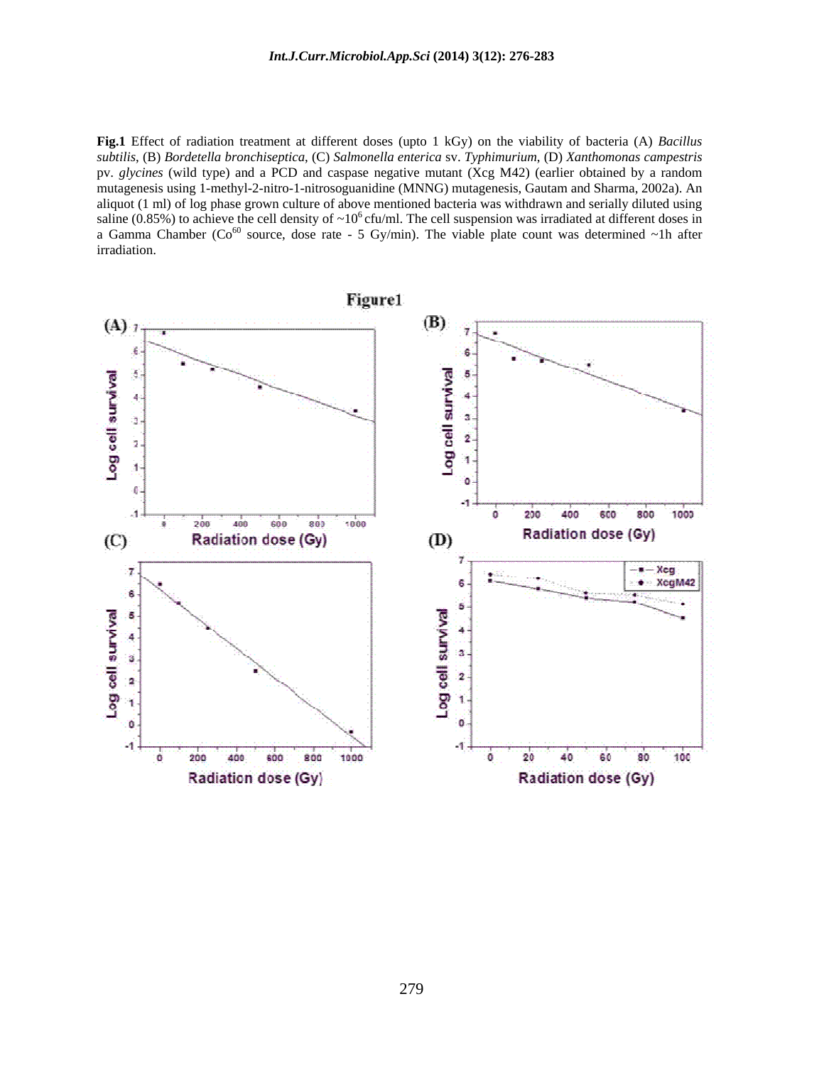**Fig.1** Effect of radiation treatment at different doses (upto 1 kGy) on the viability of bacteria (A) *Bacillus subtilis*, (B) *Bordetella bronchiseptica*, (C) *Salmonella enterica* sv. *Typhimurium*, (D) *Xanthomonas campestris* pv. *glycines* (wild type) and a PCD and caspase negative mutant (Xcg M42) (earlier obtained by a random mutagenesis using 1-methyl-2-nitro-1-nitrosoguanidine (MNNG) mutagenesis, Gautam and Sharma, 2002a). An aliquot (1 ml) of log phase grown culture of above mentioned bacteria was withdrawn and serially diluted using saline (0.85%) to achieve the cell density of ~$10^6$ cfu/ml. The cell suspension was irradiated at different doses in a Gamma Chamber ($Co^{60}$ source, dose rate - 5 Gy/min). The viable plate count was determined ~1h after irradiation.

Figure1

(A)
Log cell survival
-1 0 1 2 3 4 5 6 7
0 200 400 600 800 1000
Radiation dose (Gy)

(B)
Log cell survival
-1 0 1 2 3 4 5 6 7
0 200 400 600 800 1000
Radiation dose (Gy)

(C)
Log cell survival
-1 0 1 2 3 4 5 6 7
0 200 400 600 800 1000
Radiation dose (Gy)

(D)
Xcg
XcgM42
Log cell survival
-1 0 1 2 3 4 5 6 7
0 20 40 60 80 100
Radiation dose (Gy)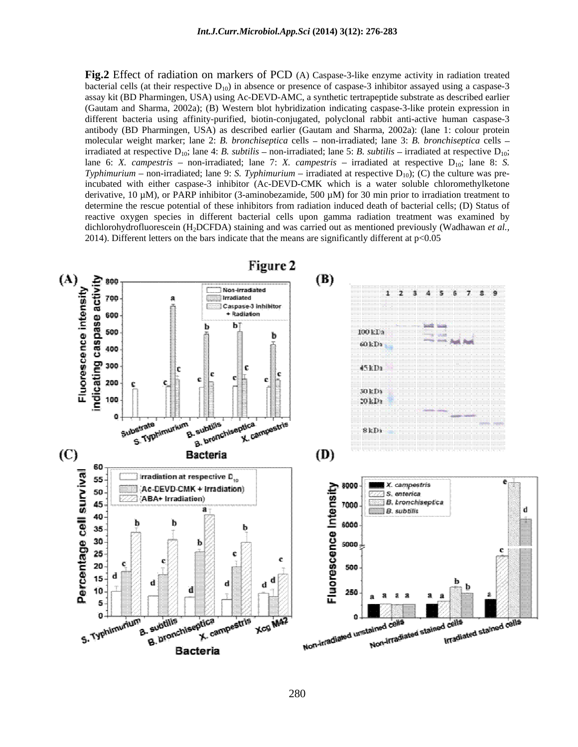**Fig.2** Effect of radiation on markers of PCD (A) Caspase-3-like enzyme activity in radiation treated bacterial cells (at their respective $D_{10}$) in absence or presence of caspase-3 inhibitor assayed using a caspase-3 assay kit (BD Pharmingen, USA) using Ac-DEVD-AMC, a synthetic tetrapeptide substrate as described earlier (Gautam and Sharma, 2002a); (B) Western blot hybridization indicating caspase-3-like protein expression in different bacteria using affinity-purified, biotin-conjugated, polyclonal rabbit anti-active human caspase-3 antibody (BD Pharmingen, USA) as described earlier (Gautam and Sharma, 2002a): (lane 1: colour protein molecular weight marker; lane 2: *B. bronchiseptica* cells – non-irradiated; lane 3: *B. bronchiseptica* cells – irradiated at respective $D_{10}$; lane 4: *B. subtilis* – non-irradiated; lane 5: *B. subtilis* – irradiated at respective $D_{10}$; lane 6: *X. campestris* – non-irradiated; lane 7: *X. campestris* – irradiated at respective $D_{10}$; lane 8: *S. Typhimurium* – non-irradiated; lane 9: *S. Typhimurium* – irradiated at respective $D_{10}$); (C) the culture was pre-incubated with either caspase-3 inhibitor (Ac-DEVD-CMK which is a water soluble chloromethylketone derivative, 10 µM), or PARP inhibitor (3-aminobezamide, 500 µM) for 30 min prior to irradiation treatment to determine the rescue potential of these inhibitors from radiation induced death of bacterial cells; (D) Status of reactive oxygen species in different bacterial cells upon gamma radiation treatment was examined by dichlorohydrofluorescein ($H_2$DCFDA) staining and was carried out as mentioned previously (Wadhawan *et al.*, 2014). Different letters on the bars indicate that the means are significantly different at $p<0.05$

Figure 2

(A)

Fluorescence intensity indicating caspase activity

Non-irradiated
Irradiated
Caspase-3 inhibitor + Radiation

Substrate, S. Typhimurium, B. subtilis, B. bronchiseptica, X. campestris

Bacteria

(B)

1 2 3 4 5 6 7 8 9

100 kDa
60 kDa
45 kDa
30 kDa
20 kDa
8 kDa

(C)

Percentage cell survival

Irradiation at respective $D_{10}$
(Ac-DEVD-CMK + Irradiation)
(ABA+ Irradiation)

S. Typhimurium, B. subtilis, B. bronchiseptica, X. campestris, Xcg M42

Bacteria

(D)

Fluorescence Intensity

X. campestris
S. enterica
B. bronchiseptica
B. subtilis

Non-irradiated unstained cells, Non-irradiated stained cells, Irradiated stained cells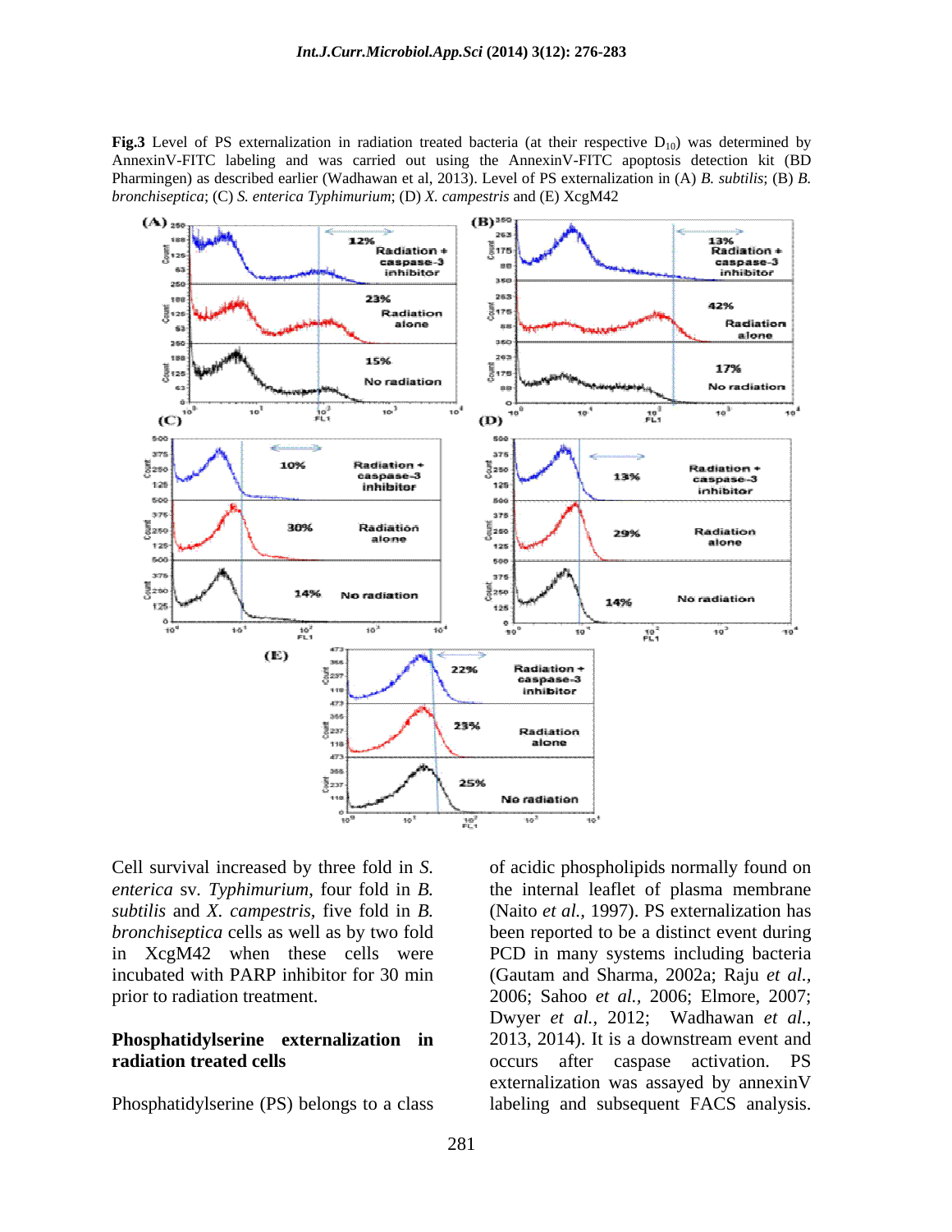**Fig.3** Level of PS externalization in radiation treated bacteria (at their respective $D_{10}$) was determined by AnnexinV-FITC labeling and was carried out using the AnnexinV-FITC apoptosis detection kit (BD Pharmingen) as described earlier (Wadhawan et al, 2013). Level of PS externalization in (A) *B. subtilis*; (B) *B. bronchiseptica*; (C) *S. enterica Typhimurium*; (D) *X. campestris* and (E) XcgM42

(A)
12% Radiation + caspase-3 inhibitor
23% Radiation alone
15% No radiation

(B)
13% Radiation + caspase-3 inhibitor
42% Radiation alone
17% No radiation

(C)
10% Radiation + caspase-3 inhibitor
30% Radiation alone
14% No radiation

(D)
13% Radiation + caspase-3 inhibitor
29% Radiation alone
14% No radiation

(E)
22% Radiation + caspase-3 inhibitor
23% Radiation alone
25% No radiation

Count
FL1

Cell survival increased by three fold in *S. enterica* sv. *Typhimurium*, four fold in *B. subtilis* and *X. campestris*, five fold in *B. bronchiseptica* cells as well as by two fold in XcgM42 when these cells were incubated with PARP inhibitor for 30 min prior to radiation treatment.

**Phosphatidylserine externalization in radiation treated cells**

Phosphatidylserine (PS) belongs to a class of acidic phospholipids normally found on the internal leaflet of plasma membrane (Naito *et al.*, 1997). PS externalization has been reported to be a distinct event during PCD in many systems including bacteria (Gautam and Sharma, 2002a; Raju *et al.*, 2006; Sahoo *et al.*, 2006; Elmore, 2007; Dwyer *et al.*, 2012; Wadhawan *et al.*, 2013, 2014). It is a downstream event and occurs after caspase activation. PS externalization was assayed by annexinV labeling and subsequent FACS analysis.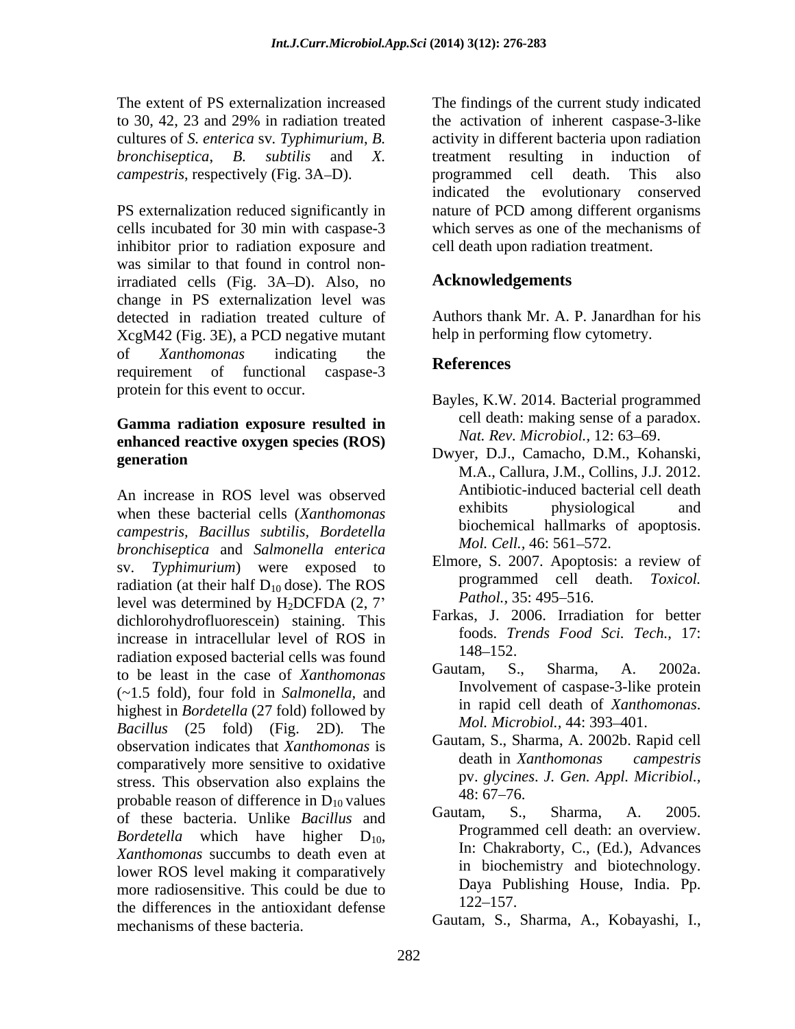The extent of PS externalization increased to 30, 42, 23 and 29% in radiation treated cultures of *S. enterica* sv. *Typhimurium*, *B. bronchiseptica*, *B. subtilis* and *X. campestris*, respectively (Fig. 3A–D).

PS externalization reduced significantly in cells incubated for 30 min with caspase-3 inhibitor prior to radiation exposure and was similar to that found in control non-irradiated cells (Fig. 3A–D). Also, no change in PS externalization level was detected in radiation treated culture of XcgM42 (Fig. 3E), a PCD negative mutant of *Xanthomonas* indicating the requirement of functional caspase-3 protein for this event to occur.

### Gamma radiation exposure resulted in enhanced reactive oxygen species (ROS) generation

An increase in ROS level was observed when these bacterial cells (*Xanthomonas campestris*, *Bacillus subtilis*, *Bordetella bronchiseptica* and *Salmonella enterica* sv. *Typhimurium*) were exposed to radiation (at their half $D_{10}$ dose). The ROS level was determined by $H_2$DCFDA (2, 7' dichlorohydrofluorescein) staining. This increase in intracellular level of ROS in radiation exposed bacterial cells was found to be least in the case of *Xanthomonas* (~1.5 fold), four fold in *Salmonella*, and highest in *Bordetella* (27 fold) followed by *Bacillus* (25 fold) (Fig. 2D). The observation indicates that *Xanthomonas* is comparatively more sensitive to oxidative stress. This observation also explains the probable reason of difference in $D_{10}$ values of these bacteria. Unlike *Bacillus* and *Bordetella* which have higher $D_{10}$, *Xanthomonas* succumbs to death even at lower ROS level making it comparatively more radiosensitive. This could be due to the differences in the antioxidant defense mechanisms of these bacteria.

The findings of the current study indicated the activation of inherent caspase-3-like activity in different bacteria upon radiation treatment resulting in induction of programmed cell death. This also indicated the evolutionary conserved nature of PCD among different organisms which serves as one of the mechanisms of cell death upon radiation treatment.

## Acknowledgements

Authors thank Mr. A. P. Janardhan for his help in performing flow cytometry.

## References

Bayles, K.W. 2014. Bacterial programmed cell death: making sense of a paradox. *Nat. Rev. Microbiol.*, 12: 63–69.

Dwyer, D.J., Camacho, D.M., Kohanski, M.A., Callura, J.M., Collins, J.J. 2012. Antibiotic-induced bacterial cell death exhibits physiological and biochemical hallmarks of apoptosis. *Mol. Cell.*, 46: 561–572.

Elmore, S. 2007. Apoptosis: a review of programmed cell death. *Toxicol. Pathol.*, 35: 495–516.

Farkas, J. 2006. Irradiation for better foods. *Trends Food Sci. Tech.*, 17: 148–152.

Gautam, S., Sharma, A. 2002a. Involvement of caspase-3-like protein in rapid cell death of *Xanthomonas*. *Mol. Microbiol.*, 44: 393–401.

Gautam, S., Sharma, A. 2002b. Rapid cell death in *Xanthomonas campestris* pv. *glycines*. *J. Gen. Appl. Micribiol.*, 48: 67–76.

Gautam, S., Sharma, A. 2005. Programmed cell death: an overview. In: Chakraborty, C., (Ed.), Advances in biochemistry and biotechnology. Daya Publishing House, India. Pp. 122–157.

Gautam, S., Sharma, A., Kobayashi, I.,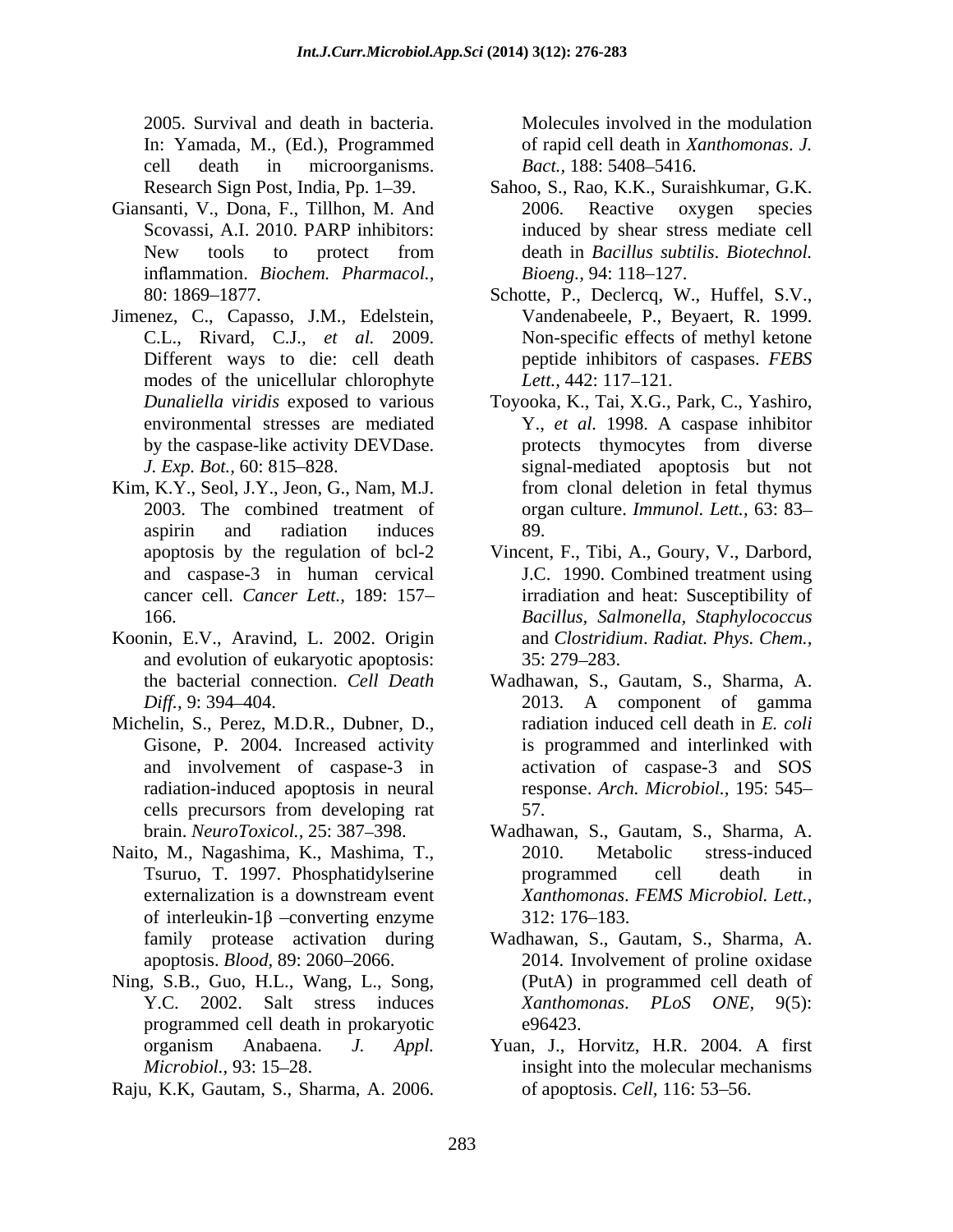2005. Survival and death in bacteria. In: Yamada, M., (Ed.), Programmed cell death in microorganisms. Research Sign Post, India, Pp. 1–39.

Giansanti, V., Dona, F., Tillhon, M. And Scovassi, A.I. 2010. PARP inhibitors: New tools to protect from inflammation. *Biochem. Pharmacol.,* 80: 1869–1877.

Jimenez, C., Capasso, J.M., Edelstein, C.L., Rivard, C.J., *et al.* 2009. Different ways to die: cell death modes of the unicellular chlorophyte *Dunaliella viridis* exposed to various environmental stresses are mediated by the caspase-like activity DEVDase. *J. Exp. Bot.,* 60: 815–828.

Kim, K.Y., Seol, J.Y., Jeon, G., Nam, M.J. 2003. The combined treatment of aspirin and radiation induces apoptosis by the regulation of bcl-2 and caspase-3 in human cervical cancer cell. *Cancer Lett.,* 189: 157–166.

Koonin, E.V., Aravind, L. 2002. Origin and evolution of eukaryotic apoptosis: the bacterial connection. *Cell Death Diff.,* 9: 394–404.

Michelin, S., Perez, M.D.R., Dubner, D., Gisone, P. 2004. Increased activity and involvement of caspase-3 in radiation-induced apoptosis in neural cells precursors from developing rat brain. *NeuroToxicol.,* 25: 387–398.

Naito, M., Nagashima, K., Mashima, T., Tsuruo, T. 1997. Phosphatidylserine externalization is a downstream event of interleukin-1β –converting enzyme family protease activation during apoptosis. *Blood,* 89: 2060–2066.

Ning, S.B., Guo, H.L., Wang, L., Song, Y.C. 2002. Salt stress induces programmed cell death in prokaryotic organism Anabaena. *J. Appl. Microbiol.,* 93: 15–28.

Raju, K.K, Gautam, S., Sharma, A. 2006. Molecules involved in the modulation of rapid cell death in *Xanthomonas*. *J. Bact.,* 188: 5408–5416.

Sahoo, S., Rao, K.K., Suraishkumar, G.K. 2006. Reactive oxygen species induced by shear stress mediate cell death in *Bacillus subtilis*. *Biotechnol. Bioeng.,* 94: 118–127.

Schotte, P., Declercq, W., Huffel, S.V., Vandenabeele, P., Beyaert, R. 1999. Non-specific effects of methyl ketone peptide inhibitors of caspases. *FEBS Lett.,* 442: 117–121.

Toyooka, K., Tai, X.G., Park, C., Yashiro, Y., *et al.* 1998. A caspase inhibitor protects thymocytes from diverse signal-mediated apoptosis but not from clonal deletion in fetal thymus organ culture. *Immunol. Lett.,* 63: 83–89.

Vincent, F., Tibi, A., Goury, V., Darbord, J.C. 1990. Combined treatment using irradiation and heat: Susceptibility of *Bacillus*, *Salmonella*, *Staphylococcus* and *Clostridium*. *Radiat. Phys. Chem.,* 35: 279–283.

Wadhawan, S., Gautam, S., Sharma, A. 2013. A component of gamma radiation induced cell death in *E. coli* is programmed and interlinked with activation of caspase-3 and SOS response. *Arch. Microbiol.,* 195: 545–57.

Wadhawan, S., Gautam, S., Sharma, A. 2010. Metabolic stress-induced programmed cell death in *Xanthomonas*. *FEMS Microbiol. Lett.,* 312: 176–183.

Wadhawan, S., Gautam, S., Sharma, A. 2014. Involvement of proline oxidase (PutA) in programmed cell death of *Xanthomonas*. *PLoS ONE,* 9(5): e96423.

Yuan, J., Horvitz, H.R. 2004. A first insight into the molecular mechanisms of apoptosis. *Cell,* 116: 53–56.